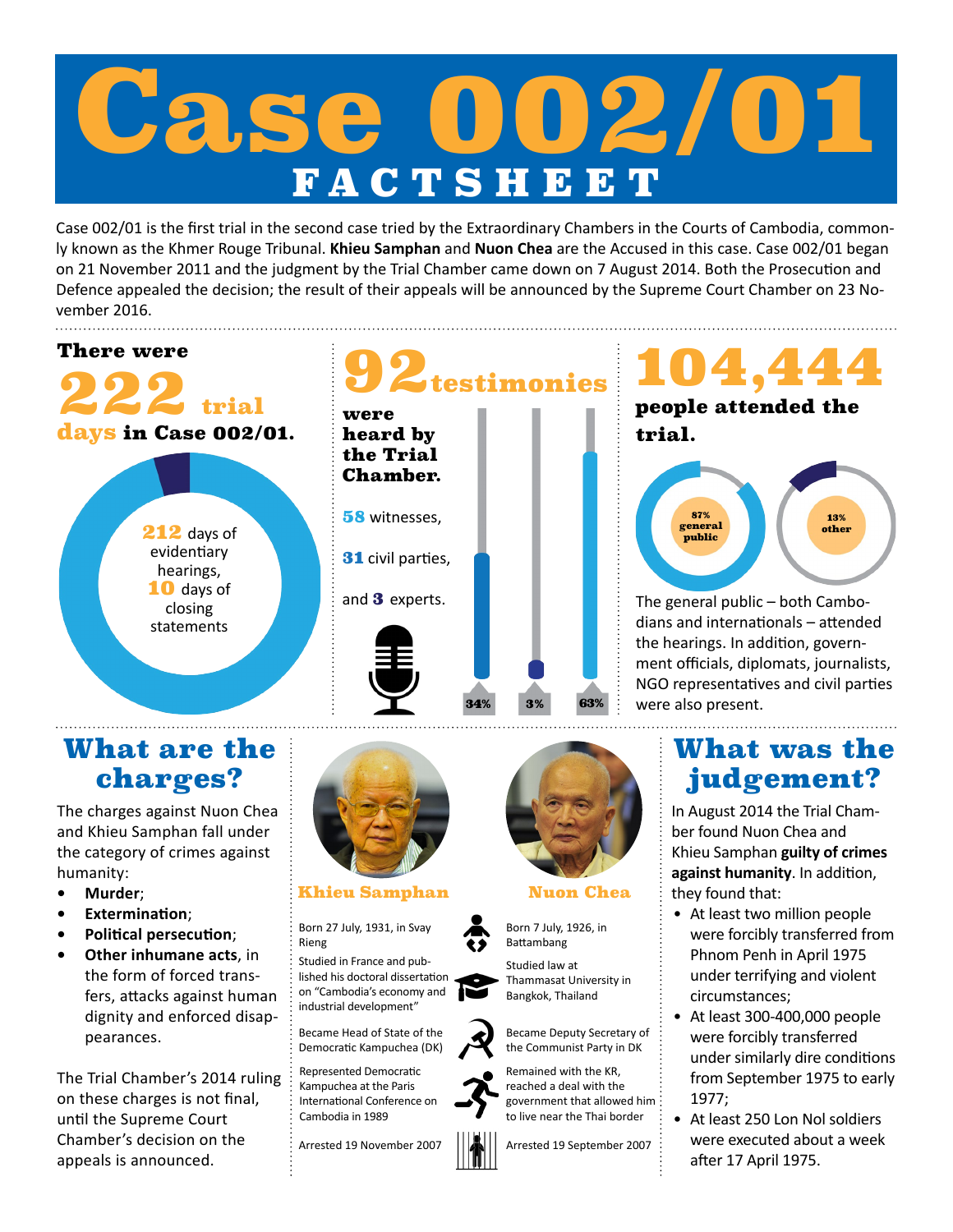# Case 002/01

## FACTSHEET

Case 002/01 is the first trial in the second case tried by the Extraordinary Chambers in the Courts of Cambodia, commonly known as the Khmer Rouge Tribunal. **Khieu Samphan** and **Nuon Chea** are the Accused in this case. Case 002/01 began on 21 November 2011 and the judgment by the Trial Chamber came down on 7 August 2014. Both the Prosecution and Defence appealed the decision; the result of their appeals will be announced by the Supreme Court Chamber on 23 November 2016.

**There were 222 trial days in Case 002/01.**

**212** days of evidentiary hearings, **10** days of closing statements

**92 testimonies were heard by the Trial Chamber.**

**58** witnesses,

**31** civil parties,

and **3** experts.

34% | 3% | 63%

**104,444 people attended the trial.**

87% general public | 13% other

The general public – both Cambodians and internationals – attended the hearings. In addition, government officials, diplomats, journalists, NGO representatives and civil parties were also present.

## What are the charges?

The charges against Nuon Chea and Khieu Samphan fall under the category of crimes against humanity:

- **Murder**;
- **Extermination**;
- **Political persecution**;
- **Other inhumane acts**, in the form of forced transfers, attacks against human dignity and enforced disappearances.

The Trial Chamber's 2014 ruling on these charges is not final, until the Supreme Court Chamber's decision on the appeals is announced.

| Khieu Samphan | Nuon Chea |
| --- | --- |
| Born 27 July, 1931, in Svay Rieng | Born 7 July, 1926, in Battambang |
| Studied in France and published his doctoral dissertation on "Cambodia's economy and industrial development" | Studied law at Thammasat University in Bangkok, Thailand |
| Became Head of State of the Democratic Kampuchea (DK) | Became Deputy Secretary of the Communist Party in DK |
| Represented Democratic Kampuchea at the Paris International Conference on Cambodia in 1989 | Remained with the KR, reached a deal with the government that allowed him to live near the Thai border |
| Arrested 19 November 2007 | Arrested 19 September 2007 |

## What was the judgement?

In August 2014 the Trial Chamber found Nuon Chea and Khieu Samphan **guilty of crimes against humanity**. In addition, they found that:

- At least two million people were forcibly transferred from Phnom Penh in April 1975 under terrifying and violent circumstances;
- At least 300-400,000 people were forcibly transferred under similarly dire conditions from September 1975 to early 1977;
- At least 250 Lon Nol soldiers were executed about a week after 17 April 1975.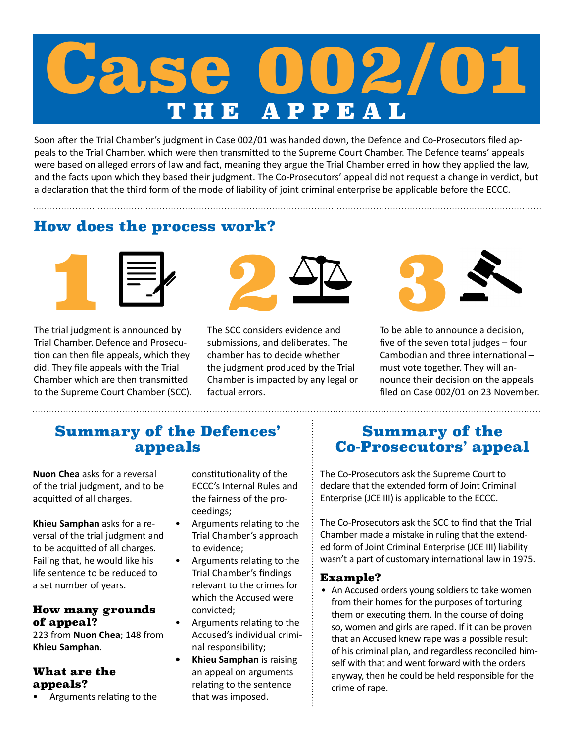# Case 002/01

## THE APPEAL

Soon after the Trial Chamber's judgment in Case 002/01 was handed down, the Defence and Co-Prosecutors filed appeals to the Trial Chamber, which were then transmitted to the Supreme Court Chamber. The Defence teams' appeals were based on alleged errors of law and fact, meaning they argue the Trial Chamber erred in how they applied the law, and the facts upon which they based their judgment. The Co-Prosecutors' appeal did not request a change in verdict, but a declaration that the third form of the mode of liability of joint criminal enterprise be applicable before the ECCC.

## How does the process work?

**1**

The trial judgment is announced by Trial Chamber. Defence and Prosecution can then file appeals, which they did. They file appeals with the Trial Chamber which are then transmitted to the Supreme Court Chamber (SCC).

**2**

The SCC considers evidence and submissions, and deliberates. The chamber has to decide whether the judgment produced by the Trial Chamber is impacted by any legal or factual errors.

**3**

To be able to announce a decision, five of the seven total judges – four Cambodian and three international – must vote together. They will announce their decision on the appeals filed on Case 002/01 on 23 November.

## Summary of the Defences' appeals

**Nuon Chea** asks for a reversal of the trial judgment, and to be acquitted of all charges.

**Khieu Samphan** asks for a reversal of the trial judgment and to be acquitted of all charges. Failing that, he would like his life sentence to be reduced to a set number of years.

### How many grounds of appeal?

223 from **Nuon Chea**; 148 from **Khieu Samphan**.

### What are the appeals?

- Arguments relating to the constitutionality of the ECCC's Internal Rules and the fairness of the proceedings;
- Arguments relating to the Trial Chamber's approach to evidence;
- Arguments relating to the Trial Chamber's findings relevant to the crimes for which the Accused were convicted;
- Arguments relating to the Accused's individual criminal responsibility;
- **Khieu Samphan** is raising an appeal on arguments relating to the sentence that was imposed.

## Summary of the Co-Prosecutors' appeal

The Co-Prosecutors ask the Supreme Court to declare that the extended form of Joint Criminal Enterprise (JCE III) is applicable to the ECCC.

The Co-Prosecutors ask the SCC to find that the Trial Chamber made a mistake in ruling that the extended form of Joint Criminal Enterprise (JCE III) liability wasn't a part of customary international law in 1975.

### Example?

- An Accused orders young soldiers to take women from their homes for the purposes of torturing them or executing them. In the course of doing so, women and girls are raped. If it can be proven that an Accused knew rape was a possible result of his criminal plan, and regardless reconciled himself with that and went forward with the orders anyway, then he could be held responsible for the crime of rape.